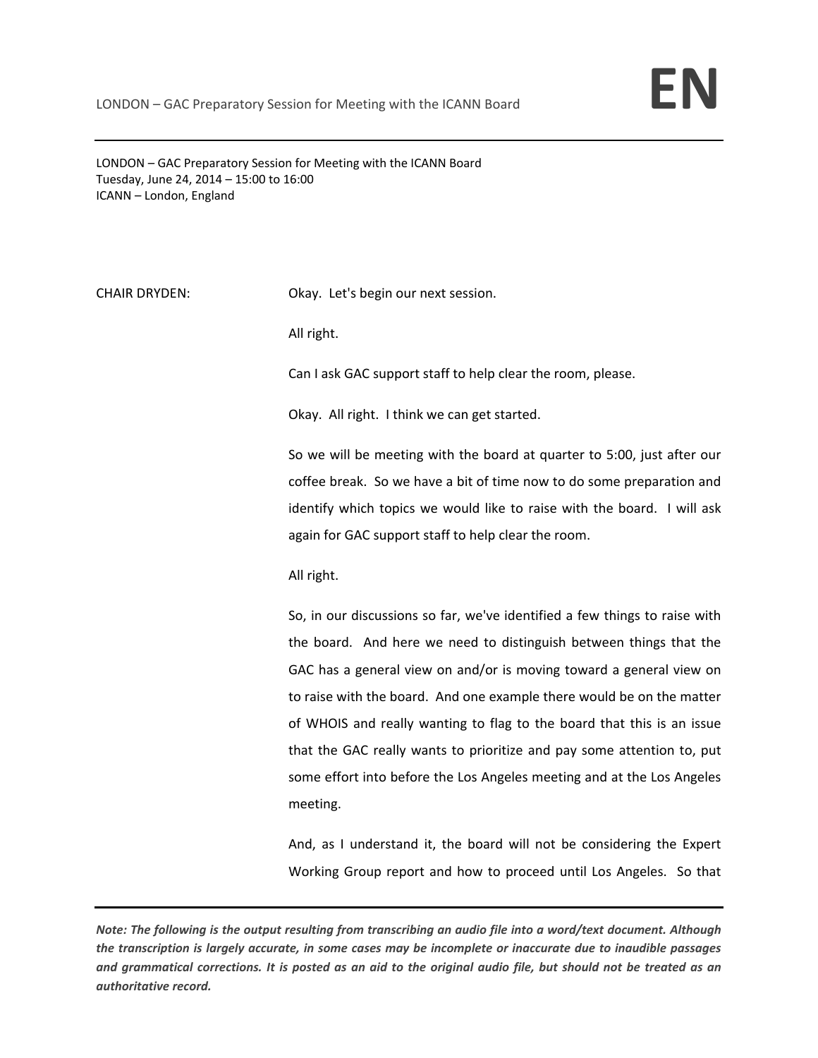LONDON – GAC Preparatory Session for Meeting with the ICANN Board
Tuesday, June 24, 2014 – 15:00 to 16:00
ICANN – London, England

CHAIR DRYDEN: Okay. Let's begin our next session.

All right.

Can I ask GAC support staff to help clear the room, please.

Okay. All right. I think we can get started.

So we will be meeting with the board at quarter to 5:00, just after our coffee break. So we have a bit of time now to do some preparation and identify which topics we would like to raise with the board. I will ask again for GAC support staff to help clear the room.

All right.

So, in our discussions so far, we've identified a few things to raise with the board. And here we need to distinguish between things that the GAC has a general view on and/or is moving toward a general view on to raise with the board. And one example there would be on the matter of WHOIS and really wanting to flag to the board that this is an issue that the GAC really wants to prioritize and pay some attention to, put some effort into before the Los Angeles meeting and at the Los Angeles meeting.

And, as I understand it, the board will not be considering the Expert Working Group report and how to proceed until Los Angeles. So that

*Note: The following is the output resulting from transcribing an audio file into a word/text document. Although the transcription is largely accurate, in some cases may be incomplete or inaccurate due to inaudible passages and grammatical corrections. It is posted as an aid to the original audio file, but should not be treated as an authoritative record.*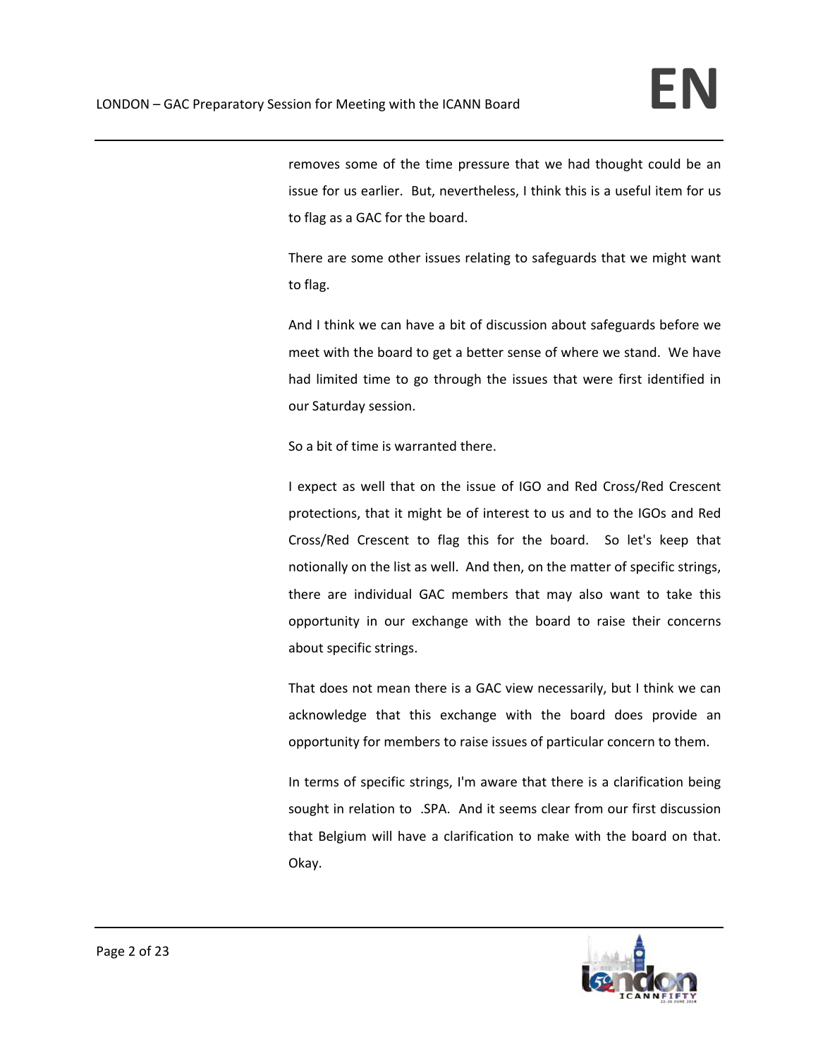removes some of the time pressure that we had thought could be an issue for us earlier. But, nevertheless, I think this is a useful item for us to flag as a GAC for the board.

There are some other issues relating to safeguards that we might want to flag.

And I think we can have a bit of discussion about safeguards before we meet with the board to get a better sense of where we stand. We have had limited time to go through the issues that were first identified in our Saturday session.

So a bit of time is warranted there.

I expect as well that on the issue of IGO and Red Cross/Red Crescent protections, that it might be of interest to us and to the IGOs and Red Cross/Red Crescent to flag this for the board. So let's keep that notionally on the list as well. And then, on the matter of specific strings, there are individual GAC members that may also want to take this opportunity in our exchange with the board to raise their concerns about specific strings.

That does not mean there is a GAC view necessarily, but I think we can acknowledge that this exchange with the board does provide an opportunity for members to raise issues of particular concern to them.

In terms of specific strings, I'm aware that there is a clarification being sought in relation to .SPA. And it seems clear from our first discussion that Belgium will have a clarification to make with the board on that. Okay.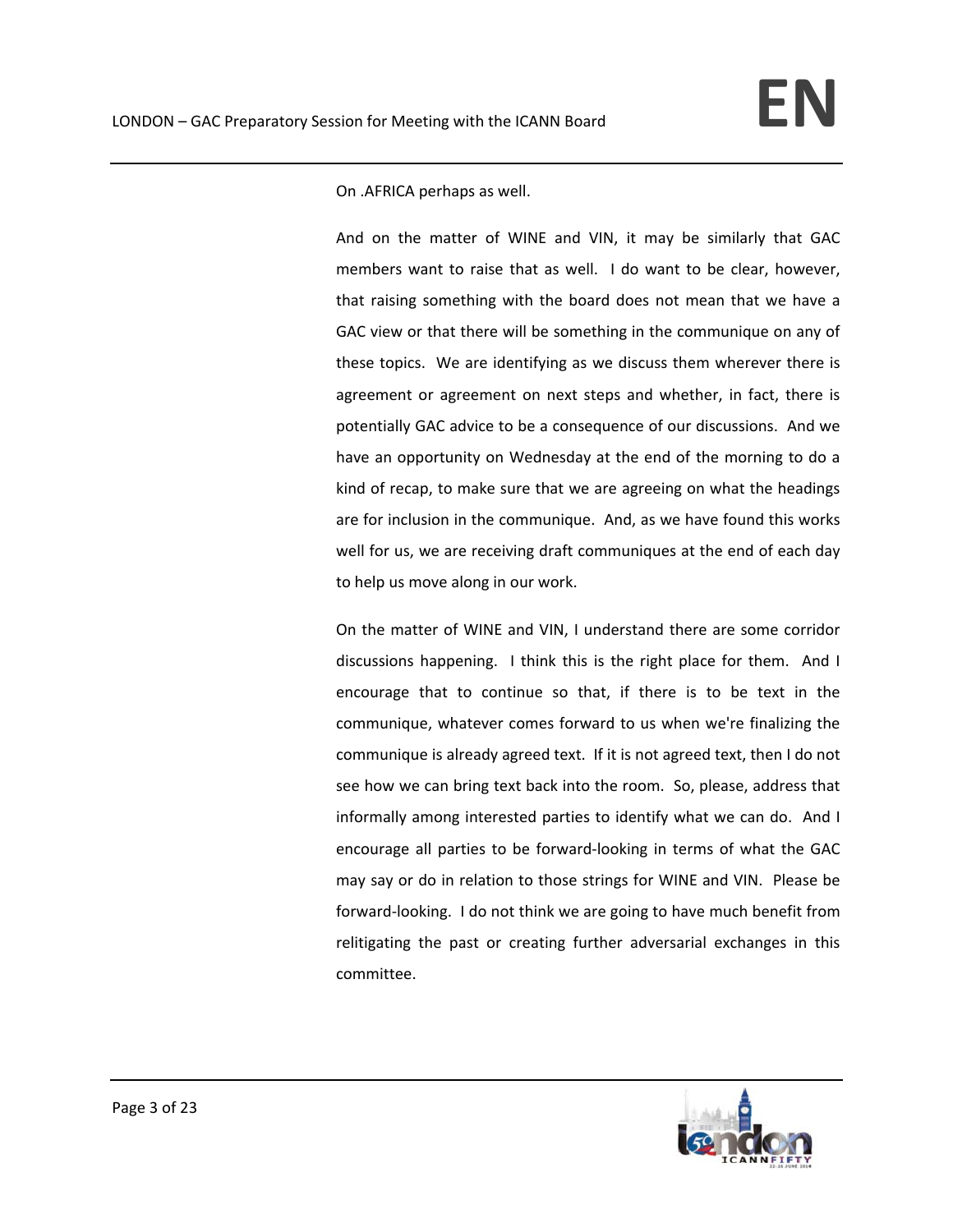On .AFRICA perhaps as well.

And on the matter of WINE and VIN, it may be similarly that GAC members want to raise that as well. I do want to be clear, however, that raising something with the board does not mean that we have a GAC view or that there will be something in the communique on any of these topics. We are identifying as we discuss them wherever there is agreement or agreement on next steps and whether, in fact, there is potentially GAC advice to be a consequence of our discussions. And we have an opportunity on Wednesday at the end of the morning to do a kind of recap, to make sure that we are agreeing on what the headings are for inclusion in the communique. And, as we have found this works well for us, we are receiving draft communiques at the end of each day to help us move along in our work.

On the matter of WINE and VIN, I understand there are some corridor discussions happening. I think this is the right place for them. And I encourage that to continue so that, if there is to be text in the communique, whatever comes forward to us when we're finalizing the communique is already agreed text. If it is not agreed text, then I do not see how we can bring text back into the room. So, please, address that informally among interested parties to identify what we can do. And I encourage all parties to be forward-looking in terms of what the GAC may say or do in relation to those strings for WINE and VIN. Please be forward-looking. I do not think we are going to have much benefit from relitigating the past or creating further adversarial exchanges in this committee.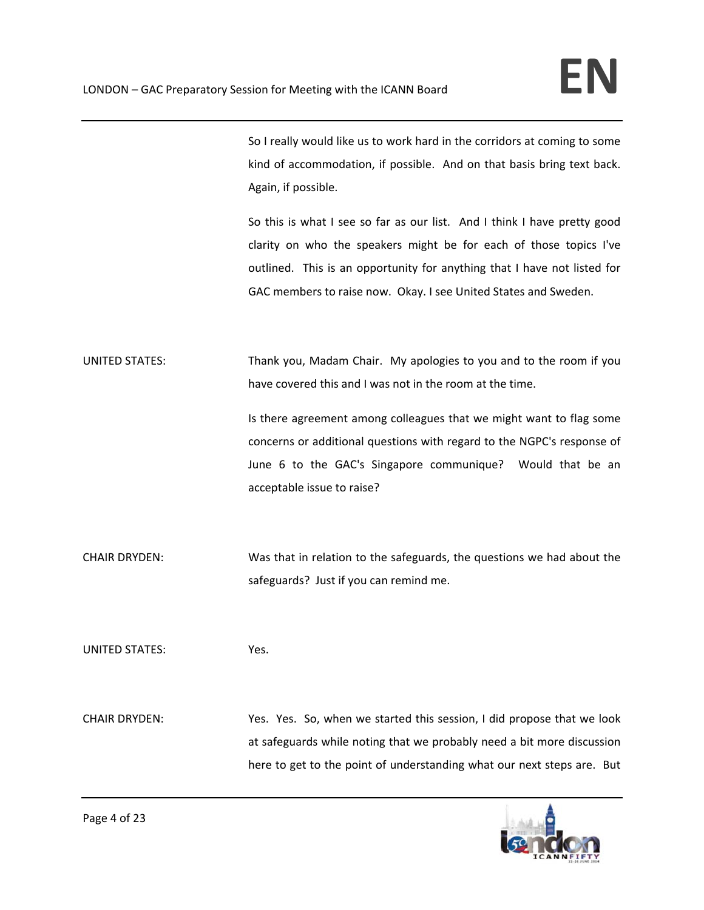So I really would like us to work hard in the corridors at coming to some kind of accommodation, if possible. And on that basis bring text back. Again, if possible.

So this is what I see so far as our list. And I think I have pretty good clarity on who the speakers might be for each of those topics I've outlined. This is an opportunity for anything that I have not listed for GAC members to raise now. Okay. I see United States and Sweden.

UNITED STATES: Thank you, Madam Chair. My apologies to you and to the room if you have covered this and I was not in the room at the time.

Is there agreement among colleagues that we might want to flag some concerns or additional questions with regard to the NGPC's response of June 6 to the GAC's Singapore communique? Would that be an acceptable issue to raise?

CHAIR DRYDEN: Was that in relation to the safeguards, the questions we had about the safeguards? Just if you can remind me.

UNITED STATES: Yes.

CHAIR DRYDEN: Yes. Yes. So, when we started this session, I did propose that we look at safeguards while noting that we probably need a bit more discussion here to get to the point of understanding what our next steps are. But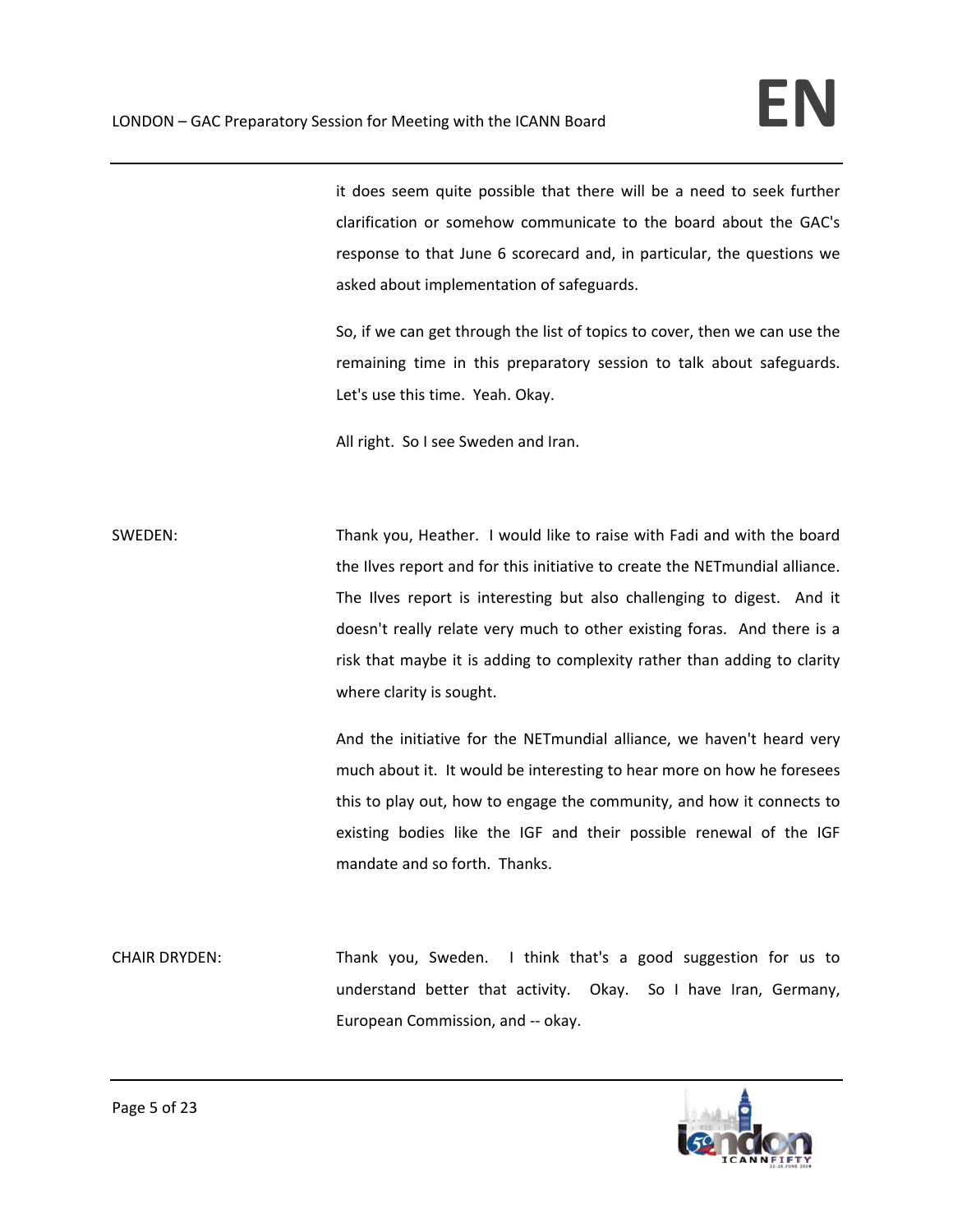it does seem quite possible that there will be a need to seek further clarification or somehow communicate to the board about the GAC's response to that June 6 scorecard and, in particular, the questions we asked about implementation of safeguards.

So, if we can get through the list of topics to cover, then we can use the remaining time in this preparatory session to talk about safeguards. Let's use this time. Yeah. Okay.

All right. So I see Sweden and Iran.

SWEDEN: Thank you, Heather. I would like to raise with Fadi and with the board the Ilves report and for this initiative to create the NETmundial alliance. The Ilves report is interesting but also challenging to digest. And it doesn't really relate very much to other existing foras. And there is a risk that maybe it is adding to complexity rather than adding to clarity where clarity is sought.

And the initiative for the NETmundial alliance, we haven't heard very much about it. It would be interesting to hear more on how he foresees this to play out, how to engage the community, and how it connects to existing bodies like the IGF and their possible renewal of the IGF mandate and so forth. Thanks.

CHAIR DRYDEN: Thank you, Sweden. I think that's a good suggestion for us to understand better that activity. Okay. So I have Iran, Germany, European Commission, and -- okay.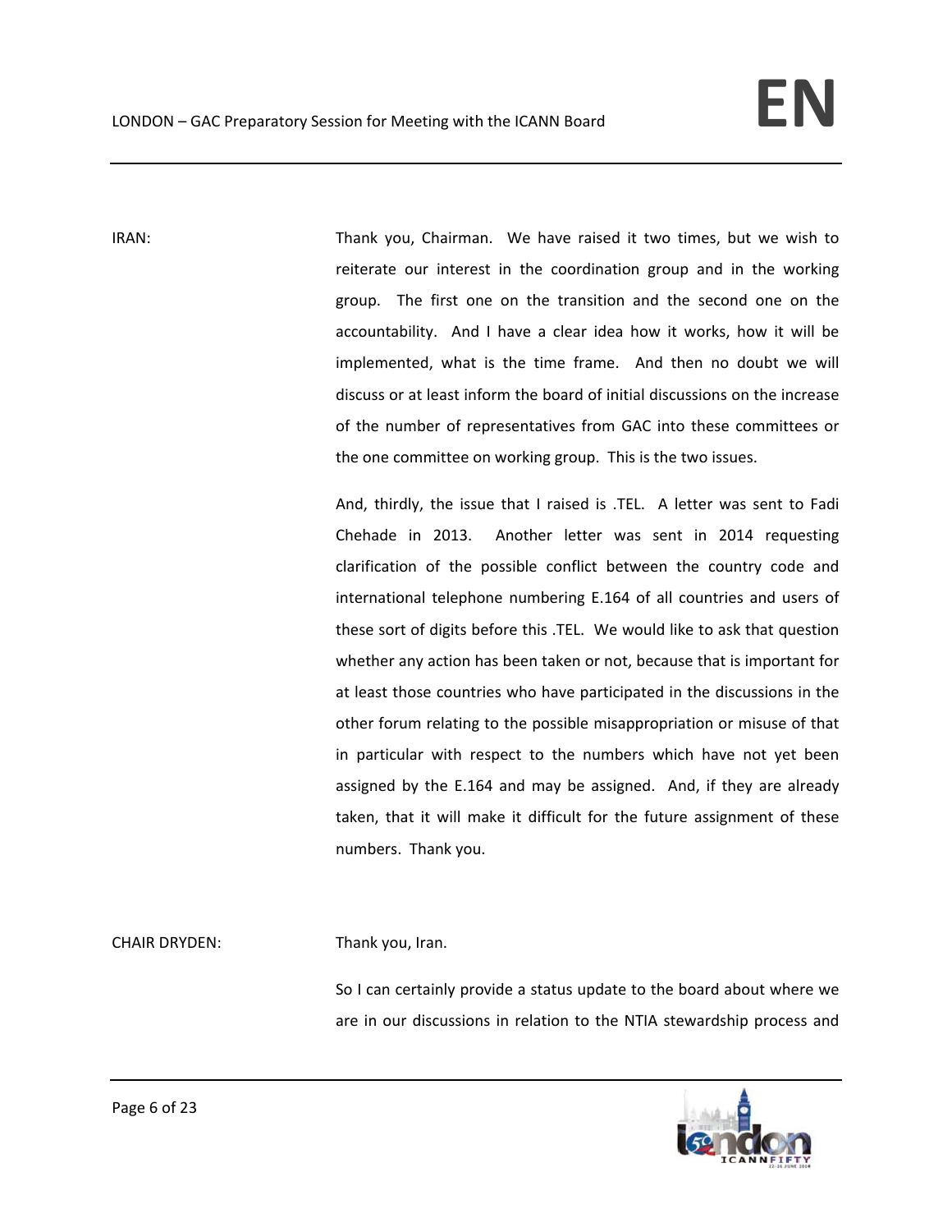IRAN: Thank you, Chairman. We have raised it two times, but we wish to reiterate our interest in the coordination group and in the working group. The first one on the transition and the second one on the accountability. And I have a clear idea how it works, how it will be implemented, what is the time frame. And then no doubt we will discuss or at least inform the board of initial discussions on the increase of the number of representatives from GAC into these committees or the one committee on working group. This is the two issues.

And, thirdly, the issue that I raised is .TEL. A letter was sent to Fadi Chehade in 2013. Another letter was sent in 2014 requesting clarification of the possible conflict between the country code and international telephone numbering E.164 of all countries and users of these sort of digits before this .TEL. We would like to ask that question whether any action has been taken or not, because that is important for at least those countries who have participated in the discussions in the other forum relating to the possible misappropriation or misuse of that in particular with respect to the numbers which have not yet been assigned by the E.164 and may be assigned. And, if they are already taken, that it will make it difficult for the future assignment of these numbers. Thank you.

CHAIR DRYDEN: Thank you, Iran.

So I can certainly provide a status update to the board about where we are in our discussions in relation to the NTIA stewardship process and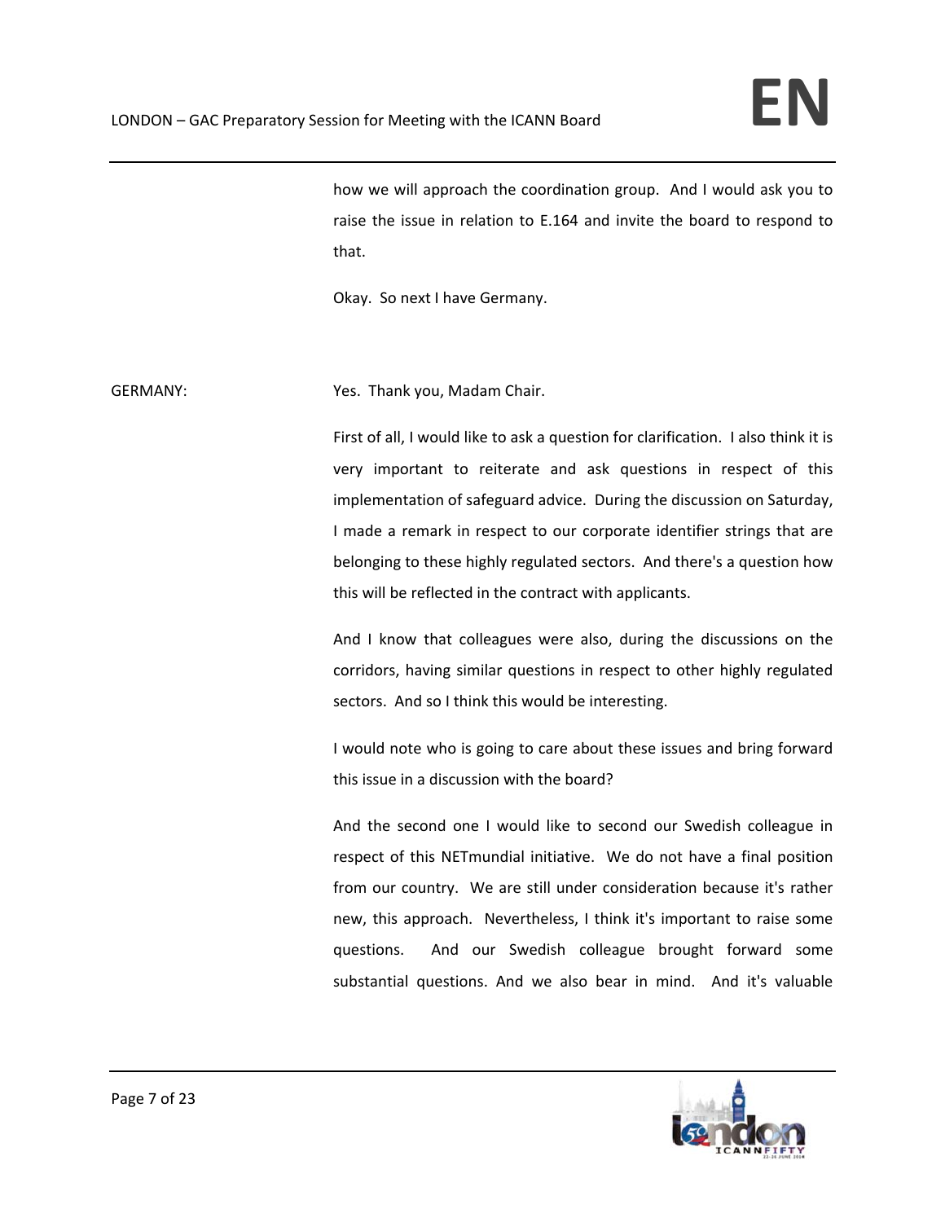how we will approach the coordination group. And I would ask you to raise the issue in relation to E.164 and invite the board to respond to that.

Okay. So next I have Germany.

GERMANY: Yes. Thank you, Madam Chair.

First of all, I would like to ask a question for clarification. I also think it is very important to reiterate and ask questions in respect of this implementation of safeguard advice. During the discussion on Saturday, I made a remark in respect to our corporate identifier strings that are belonging to these highly regulated sectors. And there's a question how this will be reflected in the contract with applicants.

And I know that colleagues were also, during the discussions on the corridors, having similar questions in respect to other highly regulated sectors. And so I think this would be interesting.

I would note who is going to care about these issues and bring forward this issue in a discussion with the board?

And the second one I would like to second our Swedish colleague in respect of this NETmundial initiative. We do not have a final position from our country. We are still under consideration because it's rather new, this approach. Nevertheless, I think it's important to raise some questions. And our Swedish colleague brought forward some substantial questions. And we also bear in mind. And it's valuable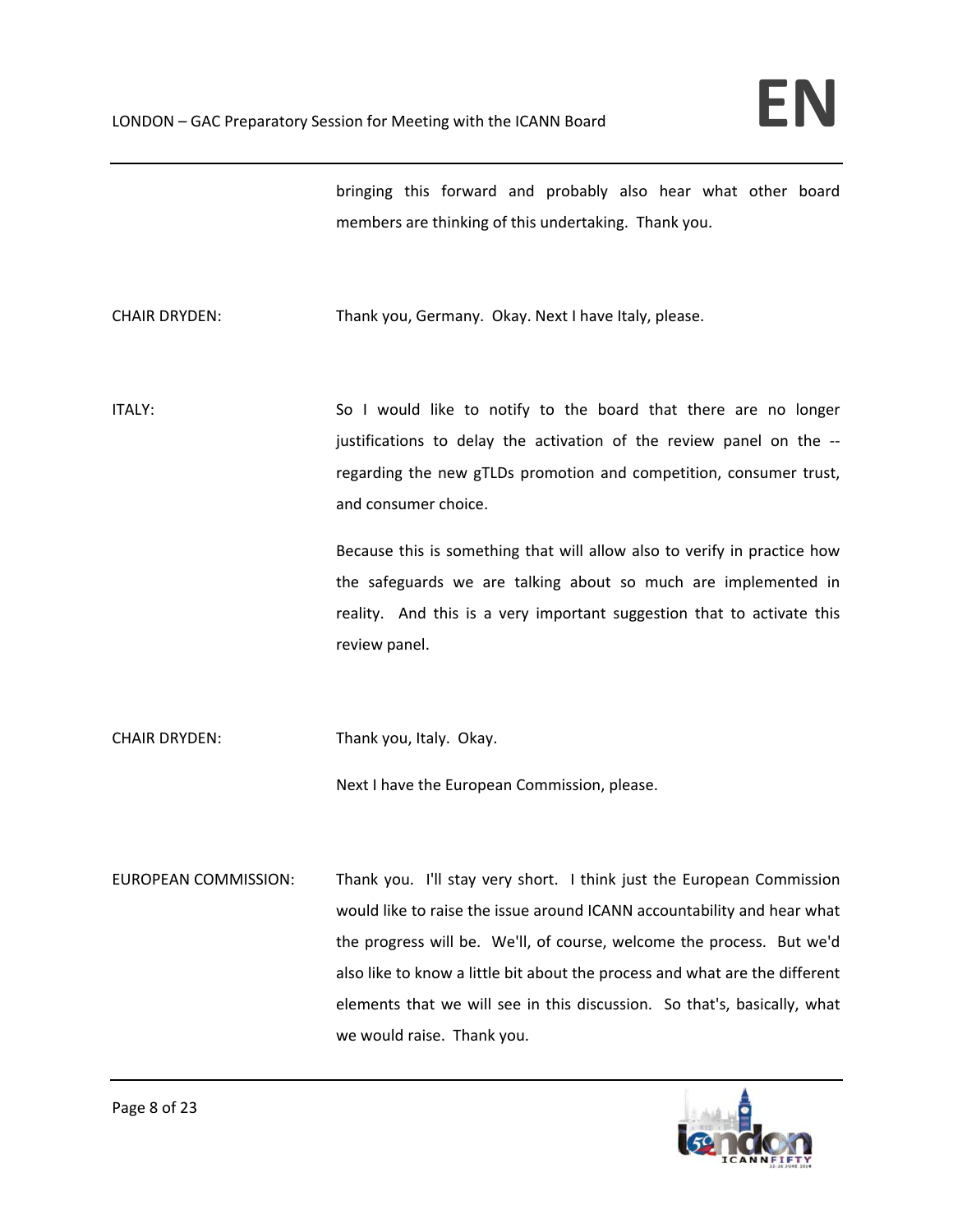bringing this forward and probably also hear what other board members are thinking of this undertaking. Thank you.

CHAIR DRYDEN: Thank you, Germany. Okay. Next I have Italy, please.

ITALY: So I would like to notify to the board that there are no longer justifications to delay the activation of the review panel on the -- regarding the new gTLDs promotion and competition, consumer trust, and consumer choice.

Because this is something that will allow also to verify in practice how the safeguards we are talking about so much are implemented in reality. And this is a very important suggestion that to activate this review panel.

CHAIR DRYDEN: Thank you, Italy. Okay.

Next I have the European Commission, please.

EUROPEAN COMMISSION: Thank you. I'll stay very short. I think just the European Commission would like to raise the issue around ICANN accountability and hear what the progress will be. We'll, of course, welcome the process. But we'd also like to know a little bit about the process and what are the different elements that we will see in this discussion. So that's, basically, what we would raise. Thank you.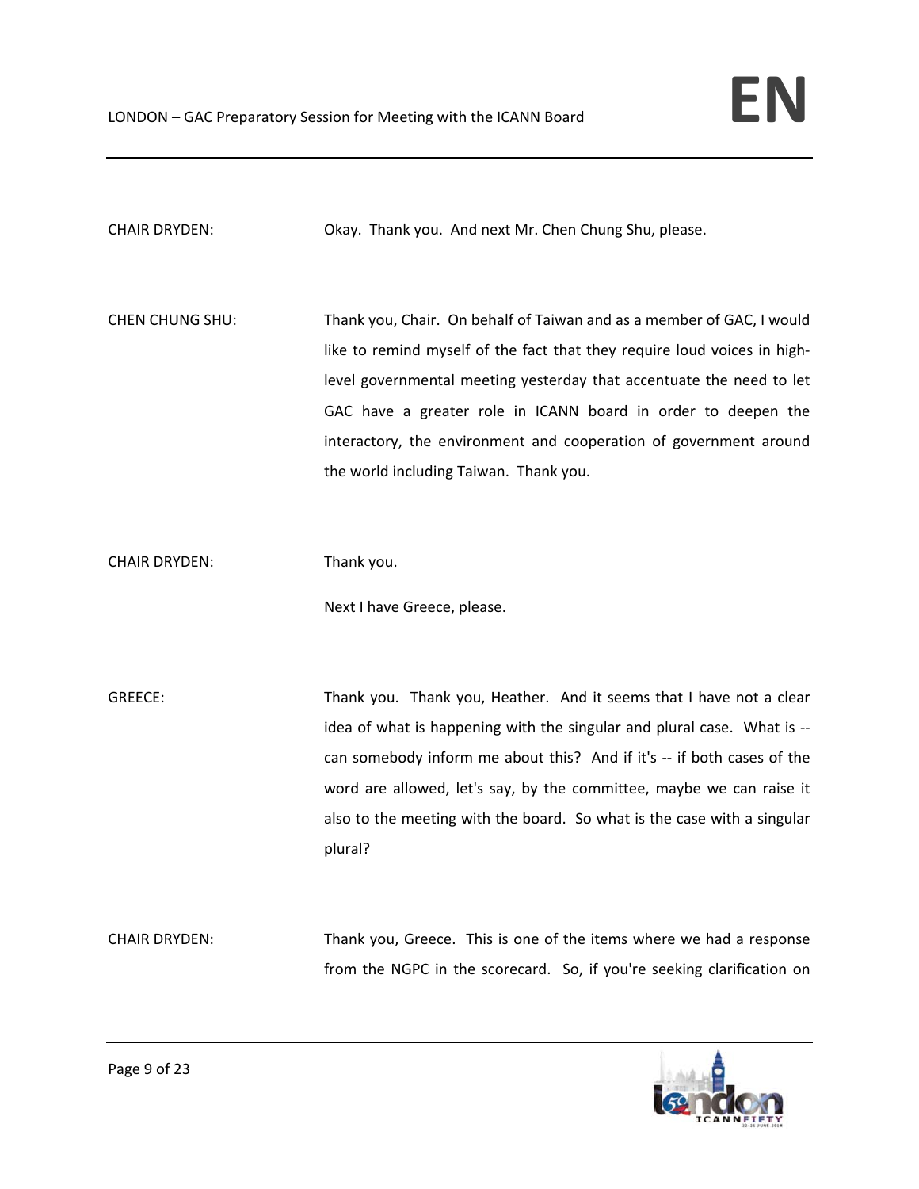CHAIR DRYDEN: Okay. Thank you. And next Mr. Chen Chung Shu, please.

CHEN CHUNG SHU: Thank you, Chair. On behalf of Taiwan and as a member of GAC, I would like to remind myself of the fact that they require loud voices in high-level governmental meeting yesterday that accentuate the need to let GAC have a greater role in ICANN board in order to deepen the interactory, the environment and cooperation of government around the world including Taiwan. Thank you.

CHAIR DRYDEN: Thank you.

Next I have Greece, please.

GREECE: Thank you. Thank you, Heather. And it seems that I have not a clear idea of what is happening with the singular and plural case. What is -- can somebody inform me about this? And if it's -- if both cases of the word are allowed, let's say, by the committee, maybe we can raise it also to the meeting with the board. So what is the case with a singular plural?

CHAIR DRYDEN: Thank you, Greece. This is one of the items where we had a response from the NGPC in the scorecard. So, if you're seeking clarification on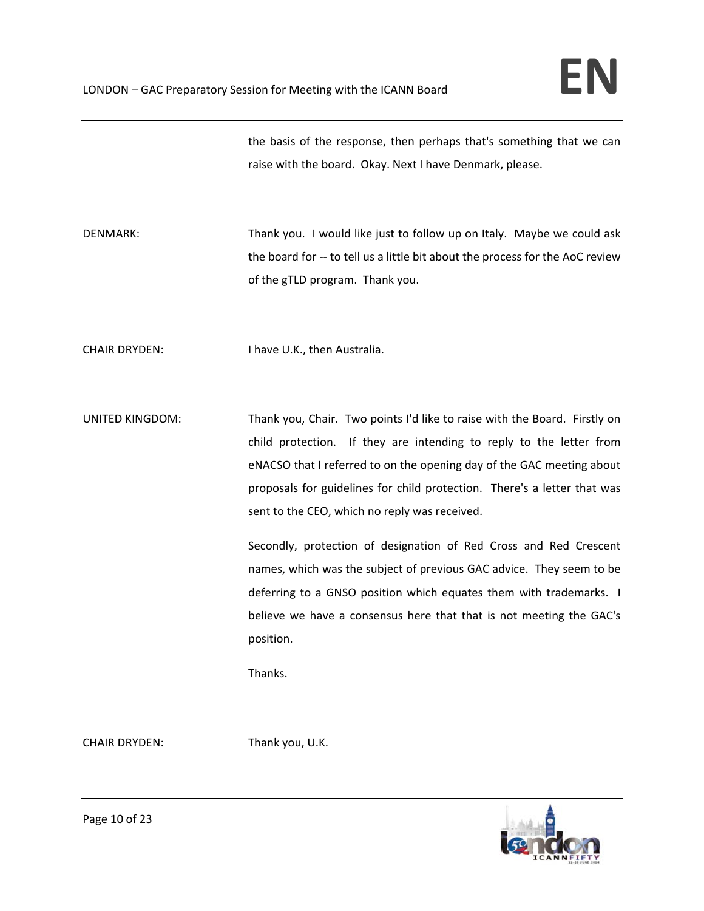the basis of the response, then perhaps that's something that we can raise with the board. Okay. Next I have Denmark, please.

DENMARK: Thank you. I would like just to follow up on Italy. Maybe we could ask the board for -- to tell us a little bit about the process for the AoC review of the gTLD program. Thank you.

CHAIR DRYDEN: I have U.K., then Australia.

UNITED KINGDOM: Thank you, Chair. Two points I'd like to raise with the Board. Firstly on child protection. If they are intending to reply to the letter from eNACSO that I referred to on the opening day of the GAC meeting about proposals for guidelines for child protection. There's a letter that was sent to the CEO, which no reply was received.

Secondly, protection of designation of Red Cross and Red Crescent names, which was the subject of previous GAC advice. They seem to be deferring to a GNSO position which equates them with trademarks. I believe we have a consensus here that that is not meeting the GAC's position.

Thanks.

CHAIR DRYDEN: Thank you, U.K.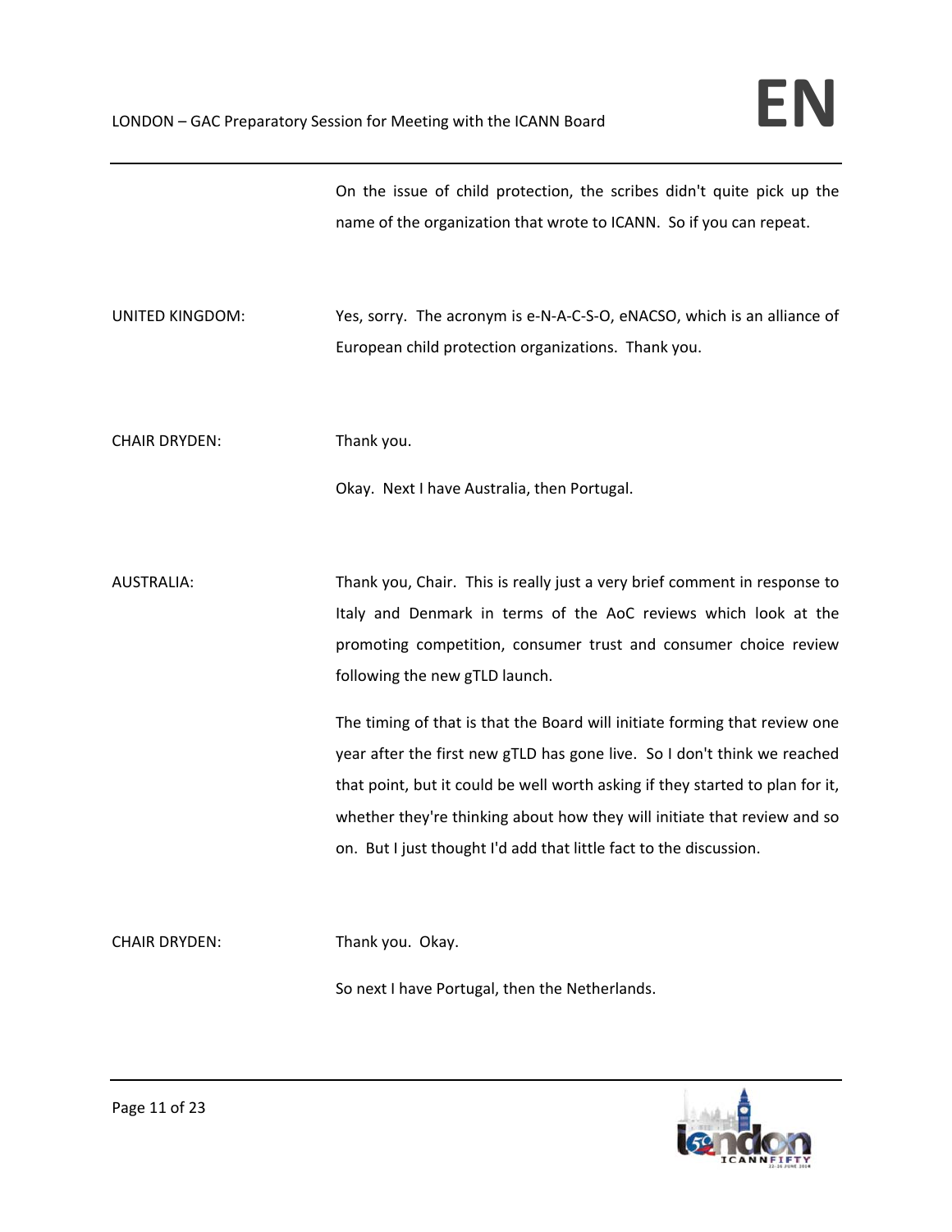On the issue of child protection, the scribes didn't quite pick up the name of the organization that wrote to ICANN. So if you can repeat.

UNITED KINGDOM: Yes, sorry. The acronym is e-N-A-C-S-O, eNACSO, which is an alliance of European child protection organizations. Thank you.

CHAIR DRYDEN: Thank you.

Okay. Next I have Australia, then Portugal.

AUSTRALIA: Thank you, Chair. This is really just a very brief comment in response to Italy and Denmark in terms of the AoC reviews which look at the promoting competition, consumer trust and consumer choice review following the new gTLD launch.

The timing of that is that the Board will initiate forming that review one year after the first new gTLD has gone live. So I don't think we reached that point, but it could be well worth asking if they started to plan for it, whether they're thinking about how they will initiate that review and so on. But I just thought I'd add that little fact to the discussion.

CHAIR DRYDEN: Thank you. Okay.

So next I have Portugal, then the Netherlands.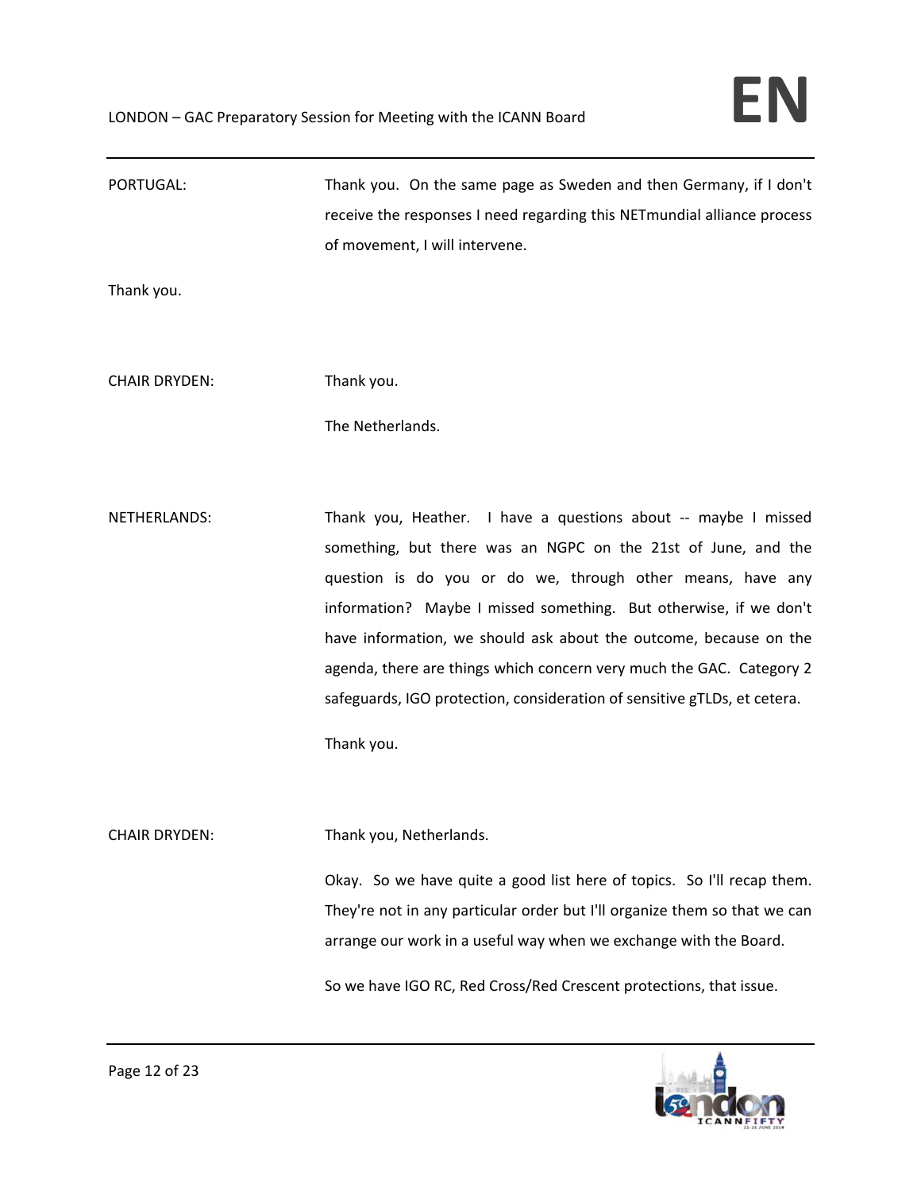PORTUGAL: Thank you. On the same page as Sweden and then Germany, if I don't receive the responses I need regarding this NETmundial alliance process of movement, I will intervene.

Thank you.

CHAIR DRYDEN: Thank you.

The Netherlands.

NETHERLANDS: Thank you, Heather. I have a questions about -- maybe I missed something, but there was an NGPC on the 21st of June, and the question is do you or do we, through other means, have any information? Maybe I missed something. But otherwise, if we don't have information, we should ask about the outcome, because on the agenda, there are things which concern very much the GAC. Category 2 safeguards, IGO protection, consideration of sensitive gTLDs, et cetera.

Thank you.

CHAIR DRYDEN: Thank you, Netherlands.

Okay. So we have quite a good list here of topics. So I'll recap them. They're not in any particular order but I'll organize them so that we can arrange our work in a useful way when we exchange with the Board.

So we have IGO RC, Red Cross/Red Crescent protections, that issue.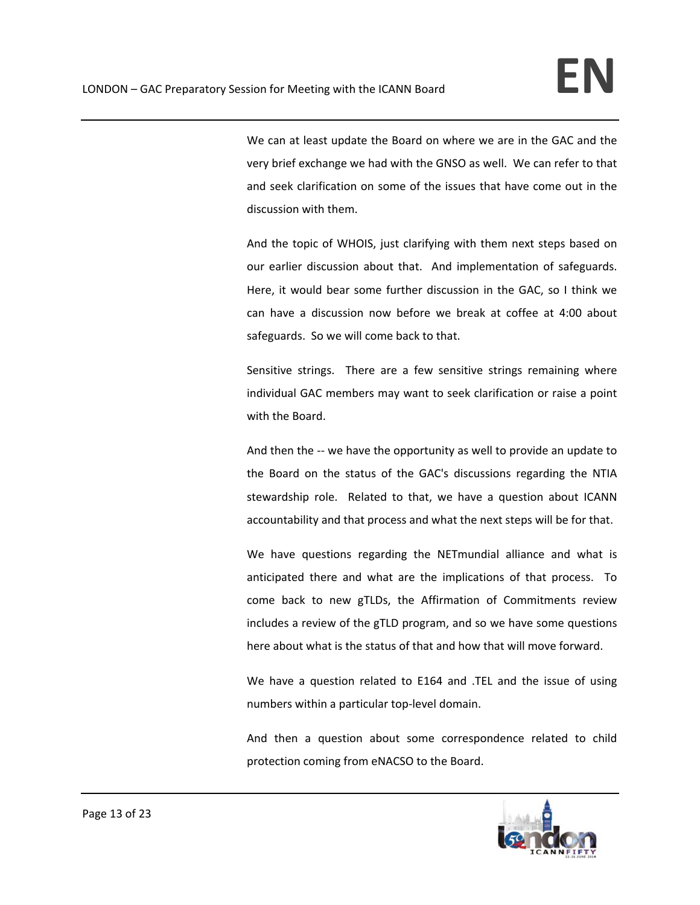We can at least update the Board on where we are in the GAC and the very brief exchange we had with the GNSO as well. We can refer to that and seek clarification on some of the issues that have come out in the discussion with them.

And the topic of WHOIS, just clarifying with them next steps based on our earlier discussion about that. And implementation of safeguards. Here, it would bear some further discussion in the GAC, so I think we can have a discussion now before we break at coffee at 4:00 about safeguards. So we will come back to that.

Sensitive strings. There are a few sensitive strings remaining where individual GAC members may want to seek clarification or raise a point with the Board.

And then the -- we have the opportunity as well to provide an update to the Board on the status of the GAC's discussions regarding the NTIA stewardship role. Related to that, we have a question about ICANN accountability and that process and what the next steps will be for that.

We have questions regarding the NETmundial alliance and what is anticipated there and what are the implications of that process. To come back to new gTLDs, the Affirmation of Commitments review includes a review of the gTLD program, and so we have some questions here about what is the status of that and how that will move forward.

We have a question related to E164 and .TEL and the issue of using numbers within a particular top-level domain.

And then a question about some correspondence related to child protection coming from eNACSO to the Board.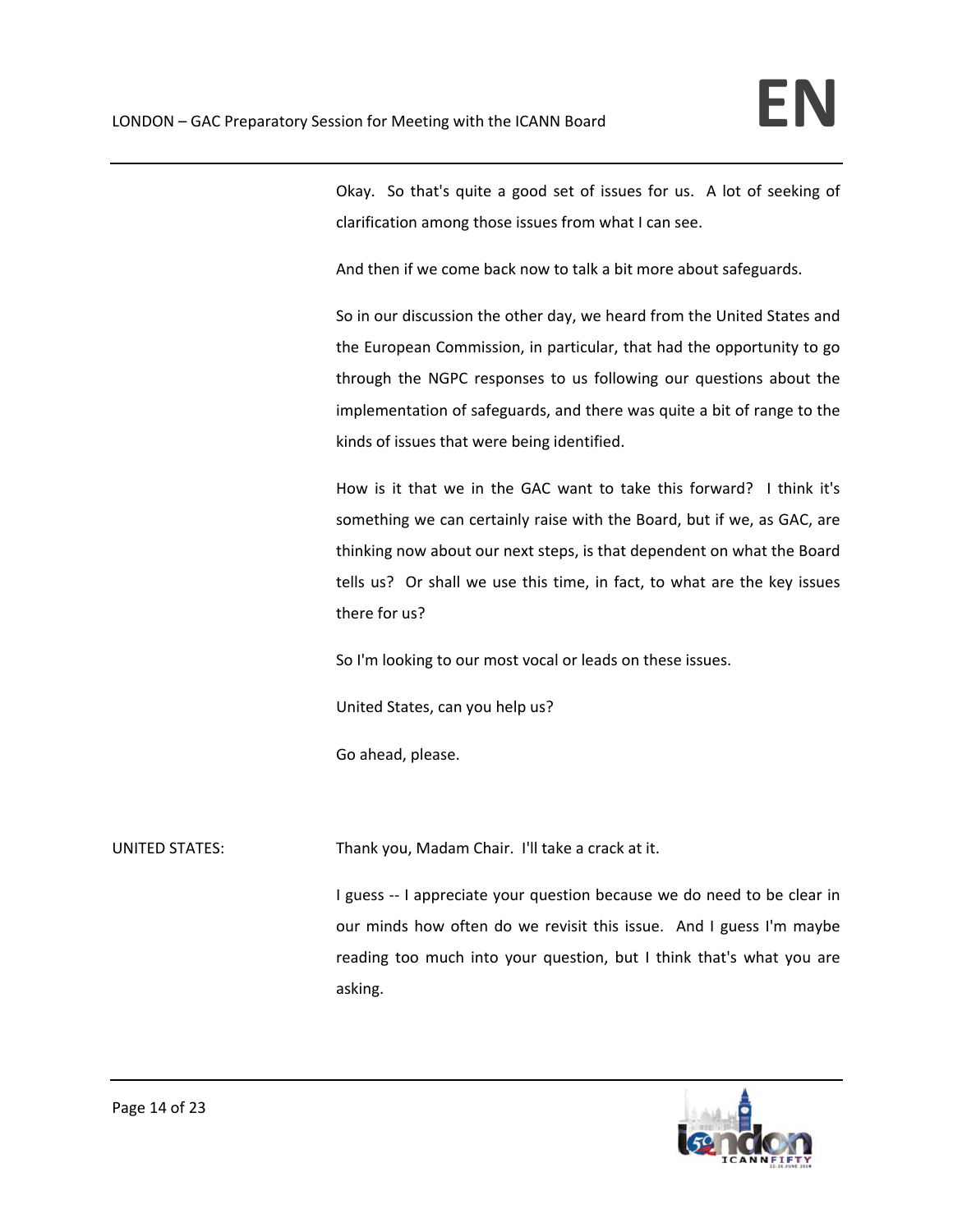Okay. So that's quite a good set of issues for us. A lot of seeking of clarification among those issues from what I can see.

And then if we come back now to talk a bit more about safeguards.

So in our discussion the other day, we heard from the United States and the European Commission, in particular, that had the opportunity to go through the NGPC responses to us following our questions about the implementation of safeguards, and there was quite a bit of range to the kinds of issues that were being identified.

How is it that we in the GAC want to take this forward? I think it's something we can certainly raise with the Board, but if we, as GAC, are thinking now about our next steps, is that dependent on what the Board tells us? Or shall we use this time, in fact, to what are the key issues there for us?

So I'm looking to our most vocal or leads on these issues.

United States, can you help us?

Go ahead, please.

UNITED STATES: Thank you, Madam Chair. I'll take a crack at it.

I guess -- I appreciate your question because we do need to be clear in our minds how often do we revisit this issue. And I guess I'm maybe reading too much into your question, but I think that's what you are asking.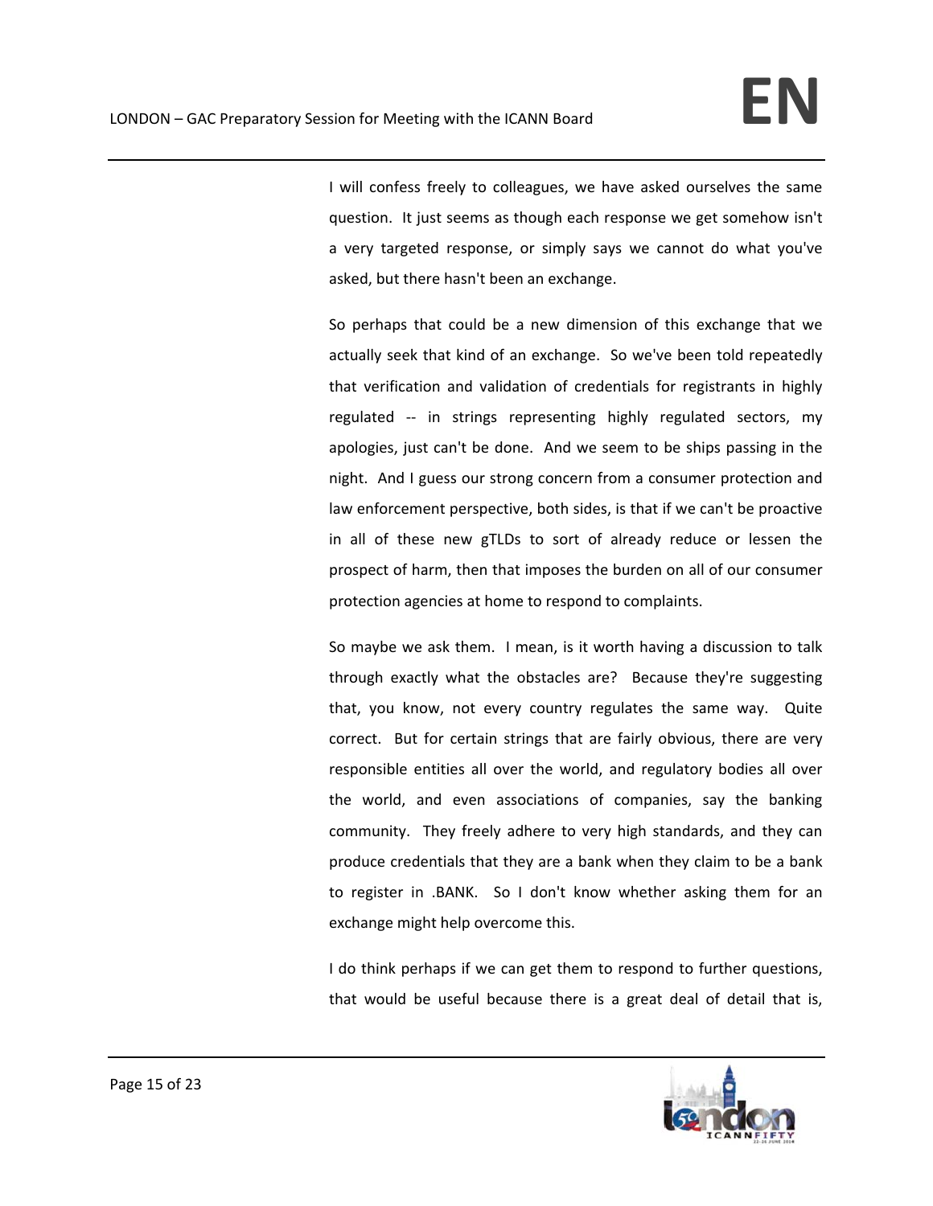I will confess freely to colleagues, we have asked ourselves the same question. It just seems as though each response we get somehow isn't a very targeted response, or simply says we cannot do what you've asked, but there hasn't been an exchange.

So perhaps that could be a new dimension of this exchange that we actually seek that kind of an exchange. So we've been told repeatedly that verification and validation of credentials for registrants in highly regulated -- in strings representing highly regulated sectors, my apologies, just can't be done. And we seem to be ships passing in the night. And I guess our strong concern from a consumer protection and law enforcement perspective, both sides, is that if we can't be proactive in all of these new gTLDs to sort of already reduce or lessen the prospect of harm, then that imposes the burden on all of our consumer protection agencies at home to respond to complaints.

So maybe we ask them. I mean, is it worth having a discussion to talk through exactly what the obstacles are? Because they're suggesting that, you know, not every country regulates the same way. Quite correct. But for certain strings that are fairly obvious, there are very responsible entities all over the world, and regulatory bodies all over the world, and even associations of companies, say the banking community. They freely adhere to very high standards, and they can produce credentials that they are a bank when they claim to be a bank to register in .BANK. So I don't know whether asking them for an exchange might help overcome this.

I do think perhaps if we can get them to respond to further questions, that would be useful because there is a great deal of detail that is,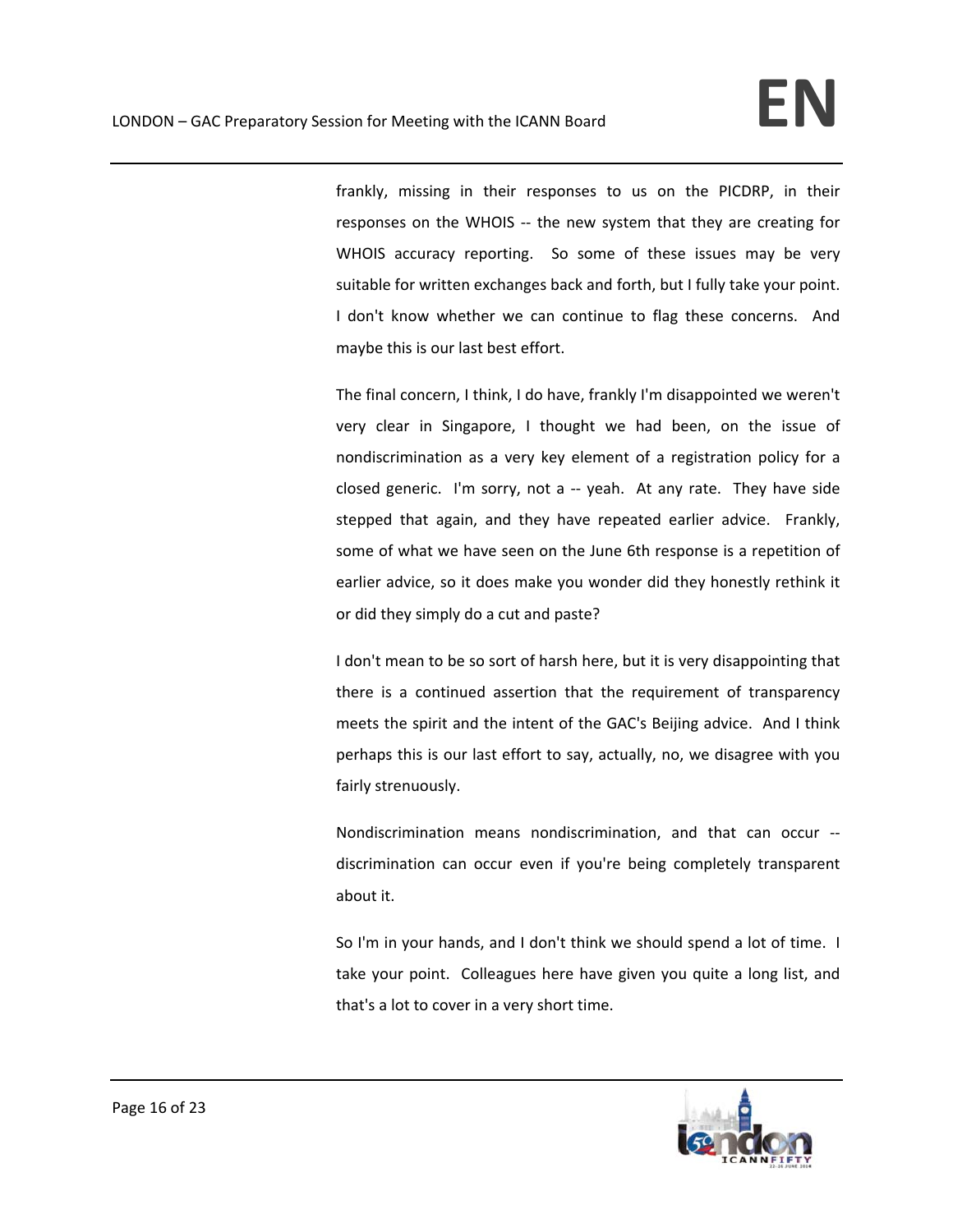frankly, missing in their responses to us on the PICDRP, in their responses on the WHOIS -- the new system that they are creating for WHOIS accuracy reporting. So some of these issues may be very suitable for written exchanges back and forth, but I fully take your point. I don't know whether we can continue to flag these concerns. And maybe this is our last best effort.

The final concern, I think, I do have, frankly I'm disappointed we weren't very clear in Singapore, I thought we had been, on the issue of nondiscrimination as a very key element of a registration policy for a closed generic. I'm sorry, not a -- yeah. At any rate. They have side stepped that again, and they have repeated earlier advice. Frankly, some of what we have seen on the June 6th response is a repetition of earlier advice, so it does make you wonder did they honestly rethink it or did they simply do a cut and paste?

I don't mean to be so sort of harsh here, but it is very disappointing that there is a continued assertion that the requirement of transparency meets the spirit and the intent of the GAC's Beijing advice. And I think perhaps this is our last effort to say, actually, no, we disagree with you fairly strenuously.

Nondiscrimination means nondiscrimination, and that can occur -- discrimination can occur even if you're being completely transparent about it.

So I'm in your hands, and I don't think we should spend a lot of time. I take your point. Colleagues here have given you quite a long list, and that's a lot to cover in a very short time.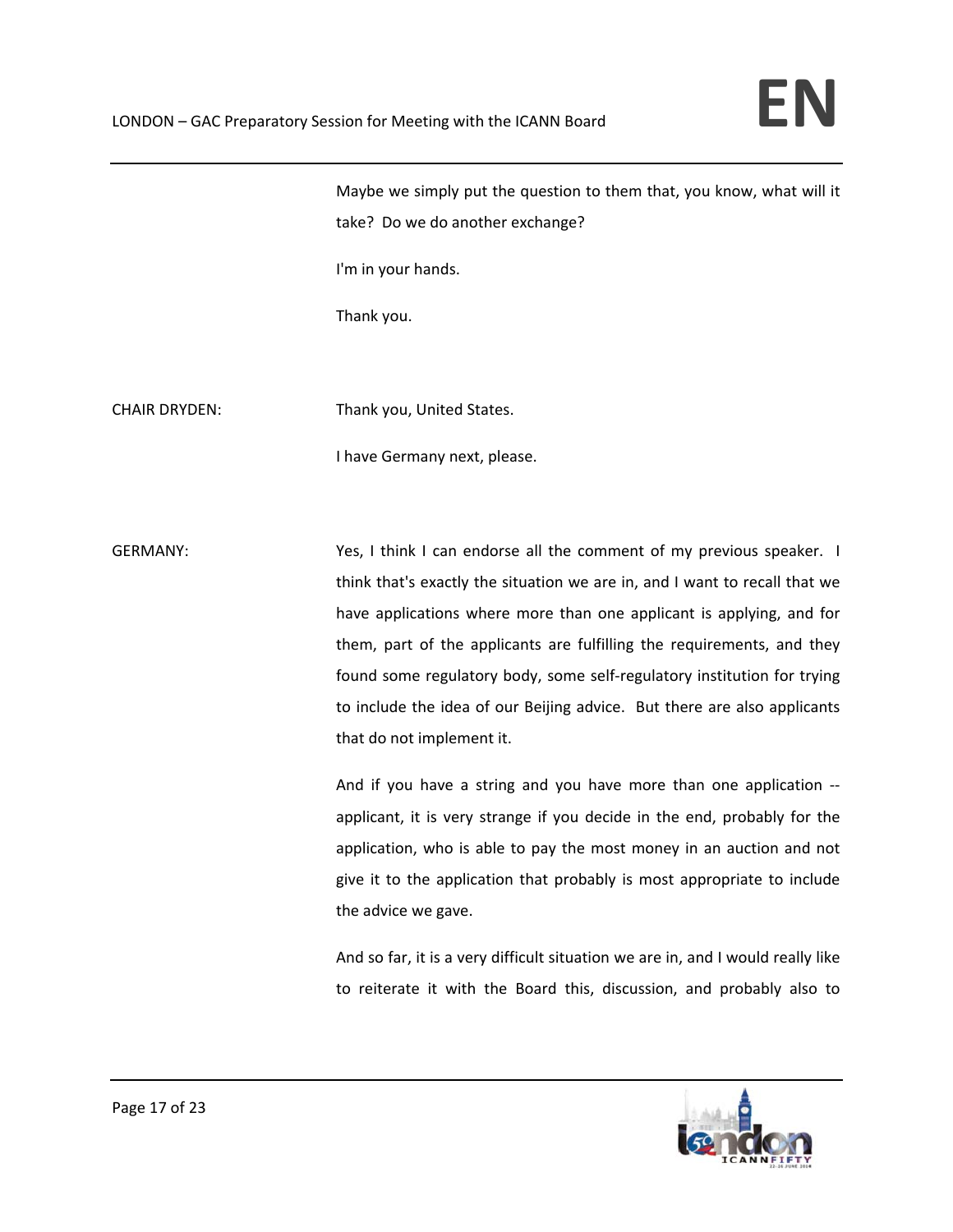Maybe we simply put the question to them that, you know, what will it take? Do we do another exchange?

I'm in your hands.

Thank you.

CHAIR DRYDEN: Thank you, United States.

I have Germany next, please.

GERMANY: Yes, I think I can endorse all the comment of my previous speaker. I think that's exactly the situation we are in, and I want to recall that we have applications where more than one applicant is applying, and for them, part of the applicants are fulfilling the requirements, and they found some regulatory body, some self-regulatory institution for trying to include the idea of our Beijing advice. But there are also applicants that do not implement it.

And if you have a string and you have more than one application -- applicant, it is very strange if you decide in the end, probably for the application, who is able to pay the most money in an auction and not give it to the application that probably is most appropriate to include the advice we gave.

And so far, it is a very difficult situation we are in, and I would really like to reiterate it with the Board this, discussion, and probably also to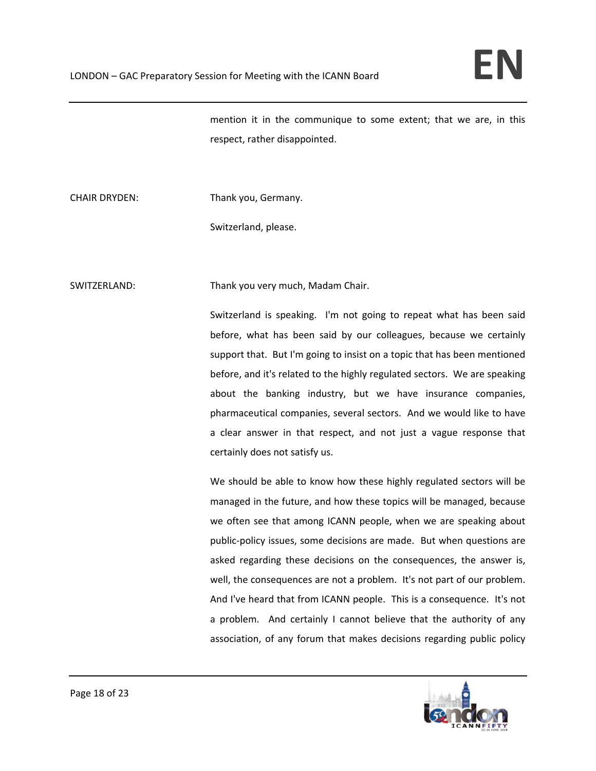mention it in the communique to some extent; that we are, in this respect, rather disappointed.

CHAIR DRYDEN: Thank you, Germany.

Switzerland, please.

SWITZERLAND: Thank you very much, Madam Chair.

Switzerland is speaking. I'm not going to repeat what has been said before, what has been said by our colleagues, because we certainly support that. But I'm going to insist on a topic that has been mentioned before, and it's related to the highly regulated sectors. We are speaking about the banking industry, but we have insurance companies, pharmaceutical companies, several sectors. And we would like to have a clear answer in that respect, and not just a vague response that certainly does not satisfy us.

We should be able to know how these highly regulated sectors will be managed in the future, and how these topics will be managed, because we often see that among ICANN people, when we are speaking about public-policy issues, some decisions are made. But when questions are asked regarding these decisions on the consequences, the answer is, well, the consequences are not a problem. It's not part of our problem. And I've heard that from ICANN people. This is a consequence. It's not a problem. And certainly I cannot believe that the authority of any association, of any forum that makes decisions regarding public policy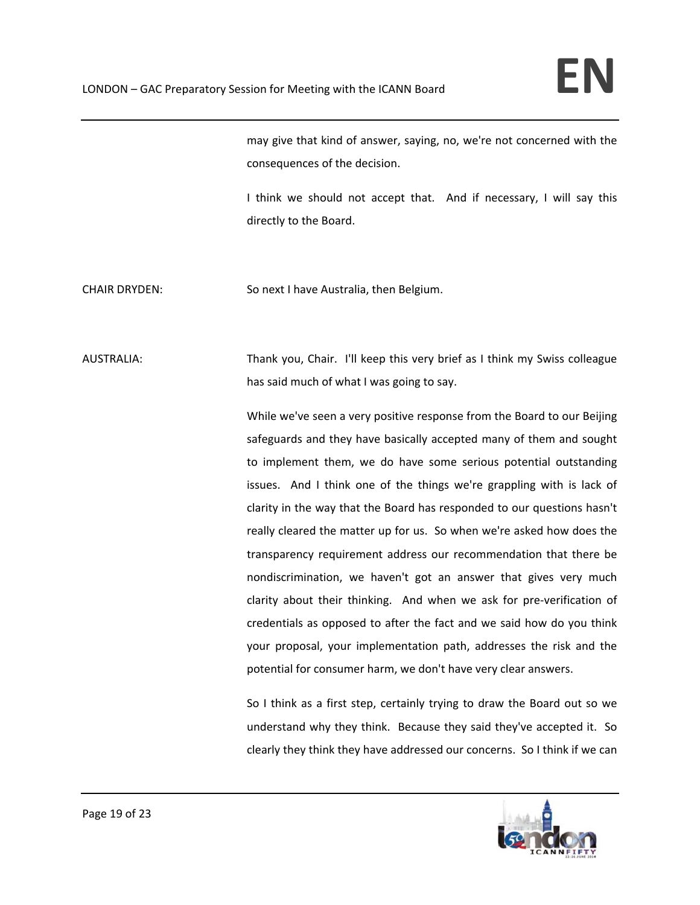may give that kind of answer, saying, no, we're not concerned with the consequences of the decision.

I think we should not accept that. And if necessary, I will say this directly to the Board.

CHAIR DRYDEN: So next I have Australia, then Belgium.

AUSTRALIA: Thank you, Chair. I'll keep this very brief as I think my Swiss colleague has said much of what I was going to say.

While we've seen a very positive response from the Board to our Beijing safeguards and they have basically accepted many of them and sought to implement them, we do have some serious potential outstanding issues. And I think one of the things we're grappling with is lack of clarity in the way that the Board has responded to our questions hasn't really cleared the matter up for us. So when we're asked how does the transparency requirement address our recommendation that there be nondiscrimination, we haven't got an answer that gives very much clarity about their thinking. And when we ask for pre-verification of credentials as opposed to after the fact and we said how do you think your proposal, your implementation path, addresses the risk and the potential for consumer harm, we don't have very clear answers.

So I think as a first step, certainly trying to draw the Board out so we understand why they think. Because they said they've accepted it. So clearly they think they have addressed our concerns. So I think if we can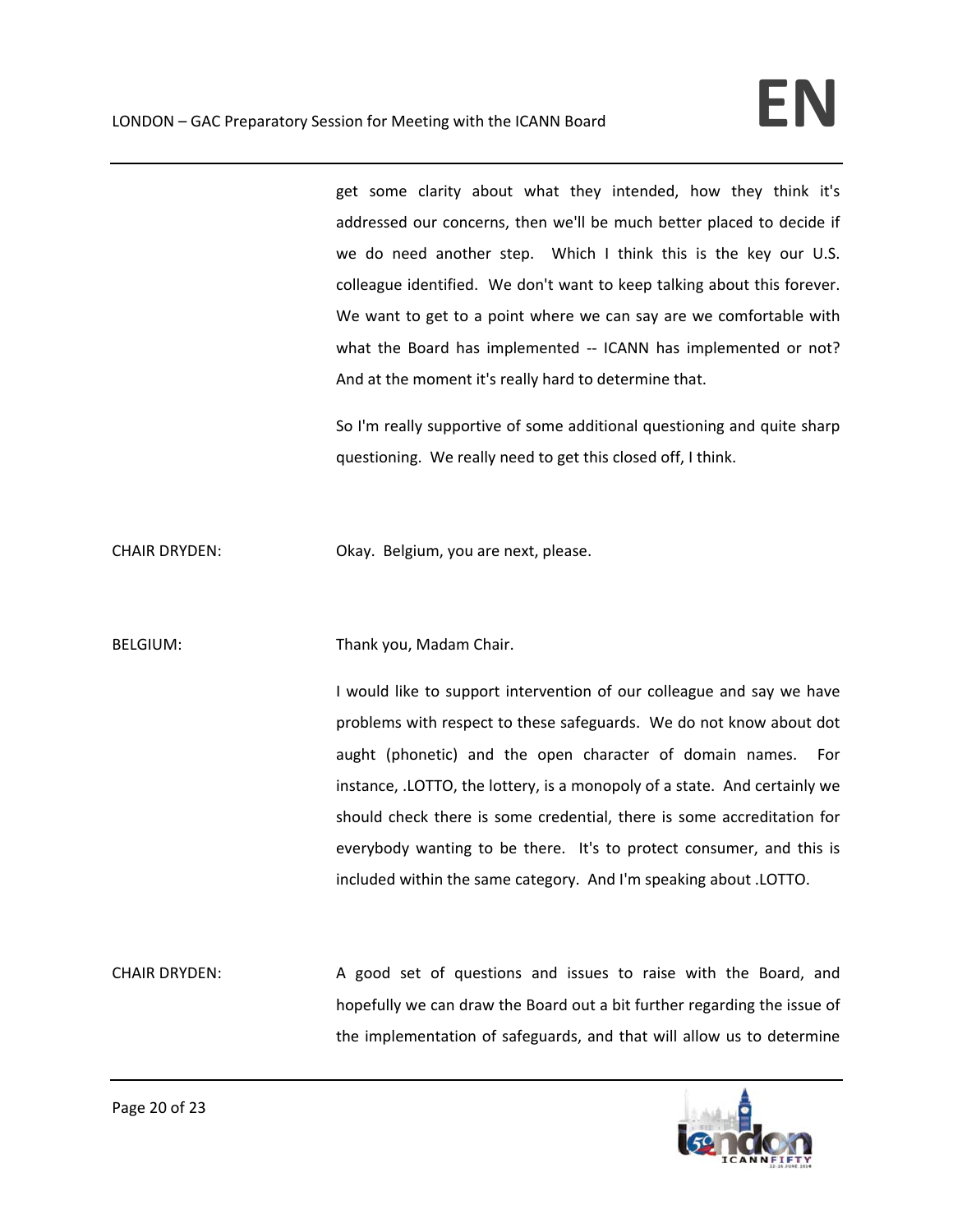get some clarity about what they intended, how they think it's addressed our concerns, then we'll be much better placed to decide if we do need another step. Which I think this is the key our U.S. colleague identified. We don't want to keep talking about this forever. We want to get to a point where we can say are we comfortable with what the Board has implemented -- ICANN has implemented or not? And at the moment it's really hard to determine that.

So I'm really supportive of some additional questioning and quite sharp questioning. We really need to get this closed off, I think.

CHAIR DRYDEN: Okay. Belgium, you are next, please.

BELGIUM: Thank you, Madam Chair.

I would like to support intervention of our colleague and say we have problems with respect to these safeguards. We do not know about dot aught (phonetic) and the open character of domain names. For instance, .LOTTO, the lottery, is a monopoly of a state. And certainly we should check there is some credential, there is some accreditation for everybody wanting to be there. It's to protect consumer, and this is included within the same category. And I'm speaking about .LOTTO.

CHAIR DRYDEN: A good set of questions and issues to raise with the Board, and hopefully we can draw the Board out a bit further regarding the issue of the implementation of safeguards, and that will allow us to determine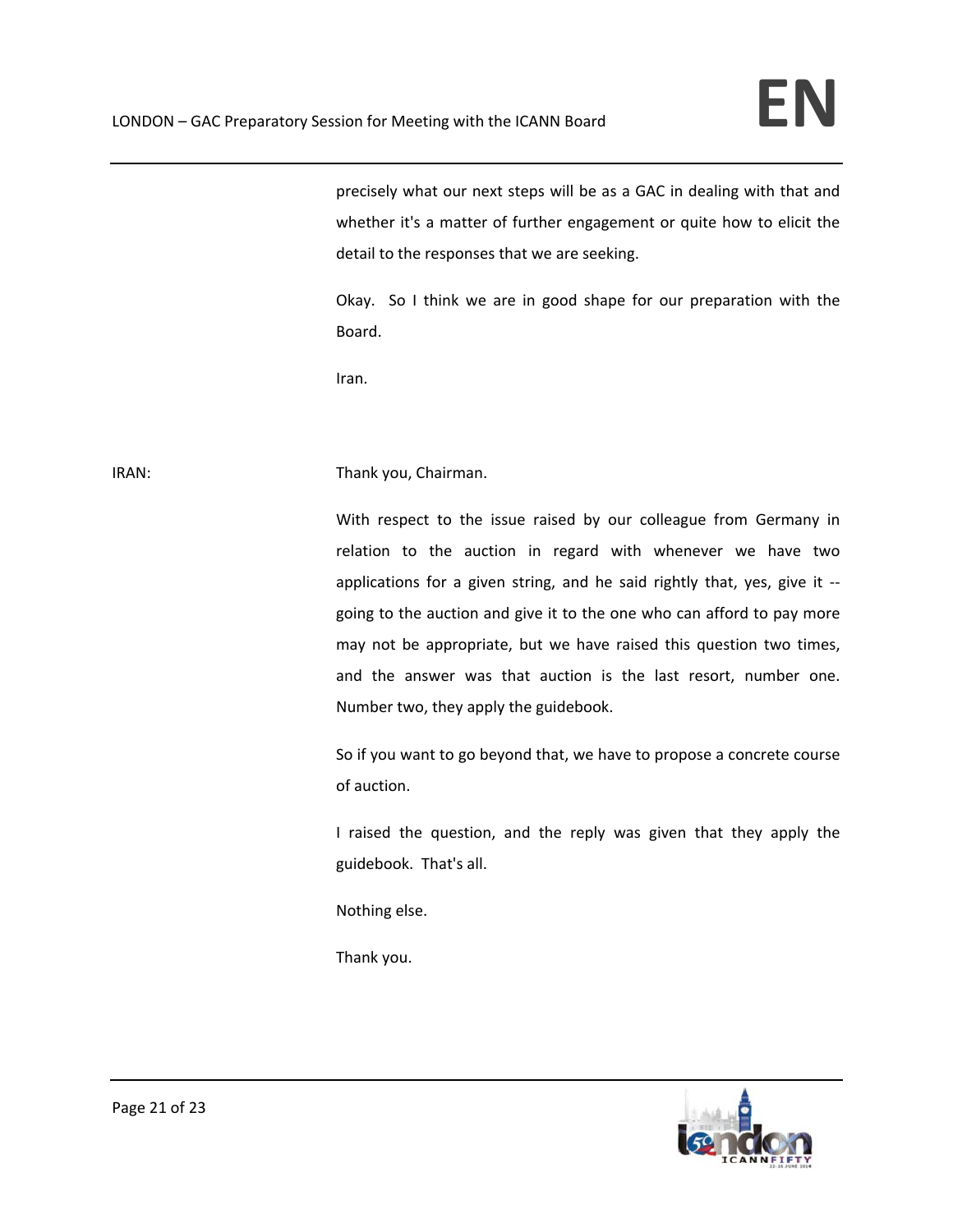precisely what our next steps will be as a GAC in dealing with that and whether it's a matter of further engagement or quite how to elicit the detail to the responses that we are seeking.

Okay. So I think we are in good shape for our preparation with the Board.

Iran.

IRAN: Thank you, Chairman.

With respect to the issue raised by our colleague from Germany in relation to the auction in regard with whenever we have two applications for a given string, and he said rightly that, yes, give it -- going to the auction and give it to the one who can afford to pay more may not be appropriate, but we have raised this question two times, and the answer was that auction is the last resort, number one. Number two, they apply the guidebook.

So if you want to go beyond that, we have to propose a concrete course of auction.

I raised the question, and the reply was given that they apply the guidebook. That's all.

Nothing else.

Thank you.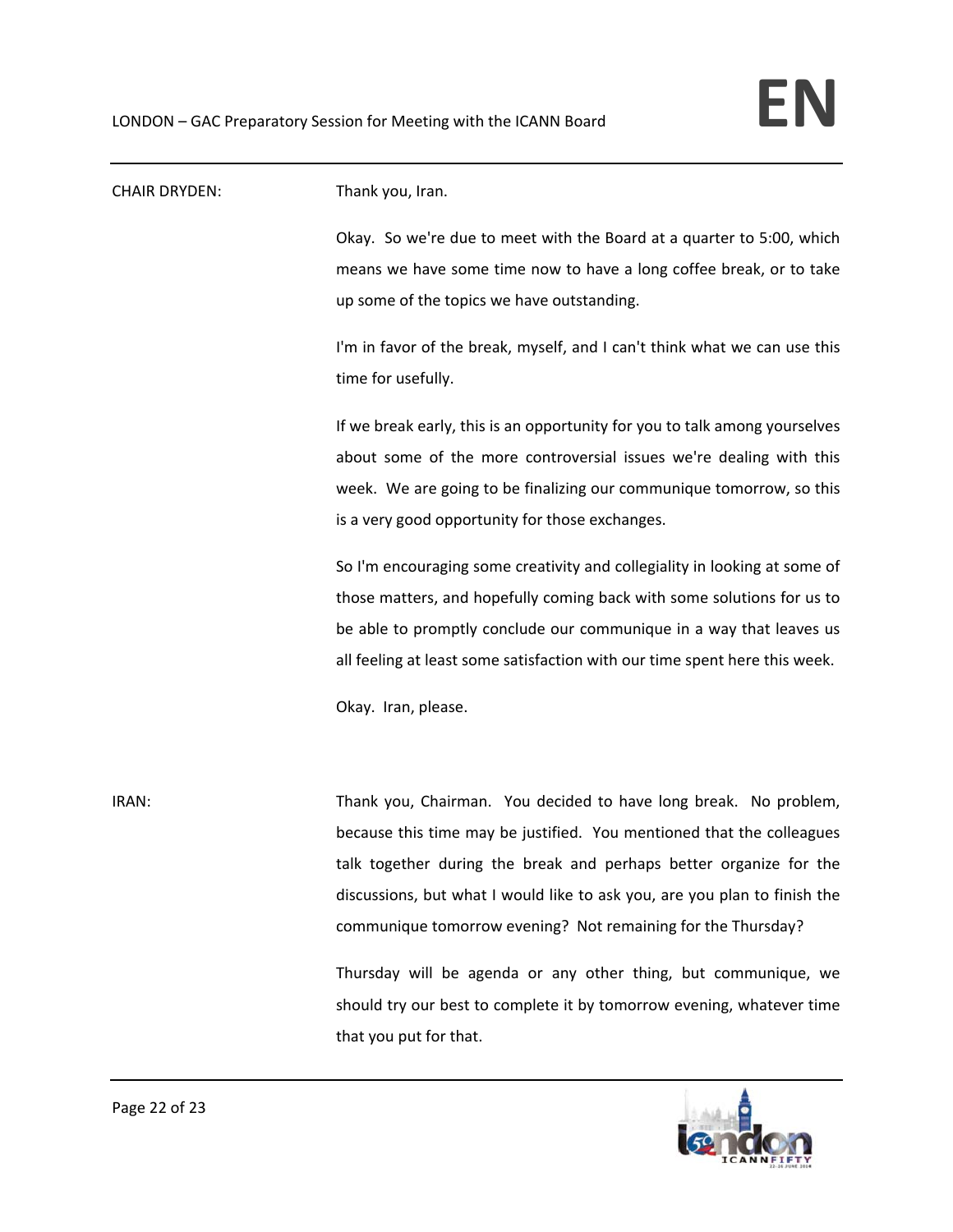CHAIR DRYDEN: Thank you, Iran.

Okay. So we're due to meet with the Board at a quarter to 5:00, which means we have some time now to have a long coffee break, or to take up some of the topics we have outstanding.

I'm in favor of the break, myself, and I can't think what we can use this time for usefully.

If we break early, this is an opportunity for you to talk among yourselves about some of the more controversial issues we're dealing with this week. We are going to be finalizing our communique tomorrow, so this is a very good opportunity for those exchanges.

So I'm encouraging some creativity and collegiality in looking at some of those matters, and hopefully coming back with some solutions for us to be able to promptly conclude our communique in a way that leaves us all feeling at least some satisfaction with our time spent here this week.

Okay. Iran, please.

IRAN: Thank you, Chairman. You decided to have long break. No problem, because this time may be justified. You mentioned that the colleagues talk together during the break and perhaps better organize for the discussions, but what I would like to ask you, are you plan to finish the communique tomorrow evening? Not remaining for the Thursday?

Thursday will be agenda or any other thing, but communique, we should try our best to complete it by tomorrow evening, whatever time that you put for that.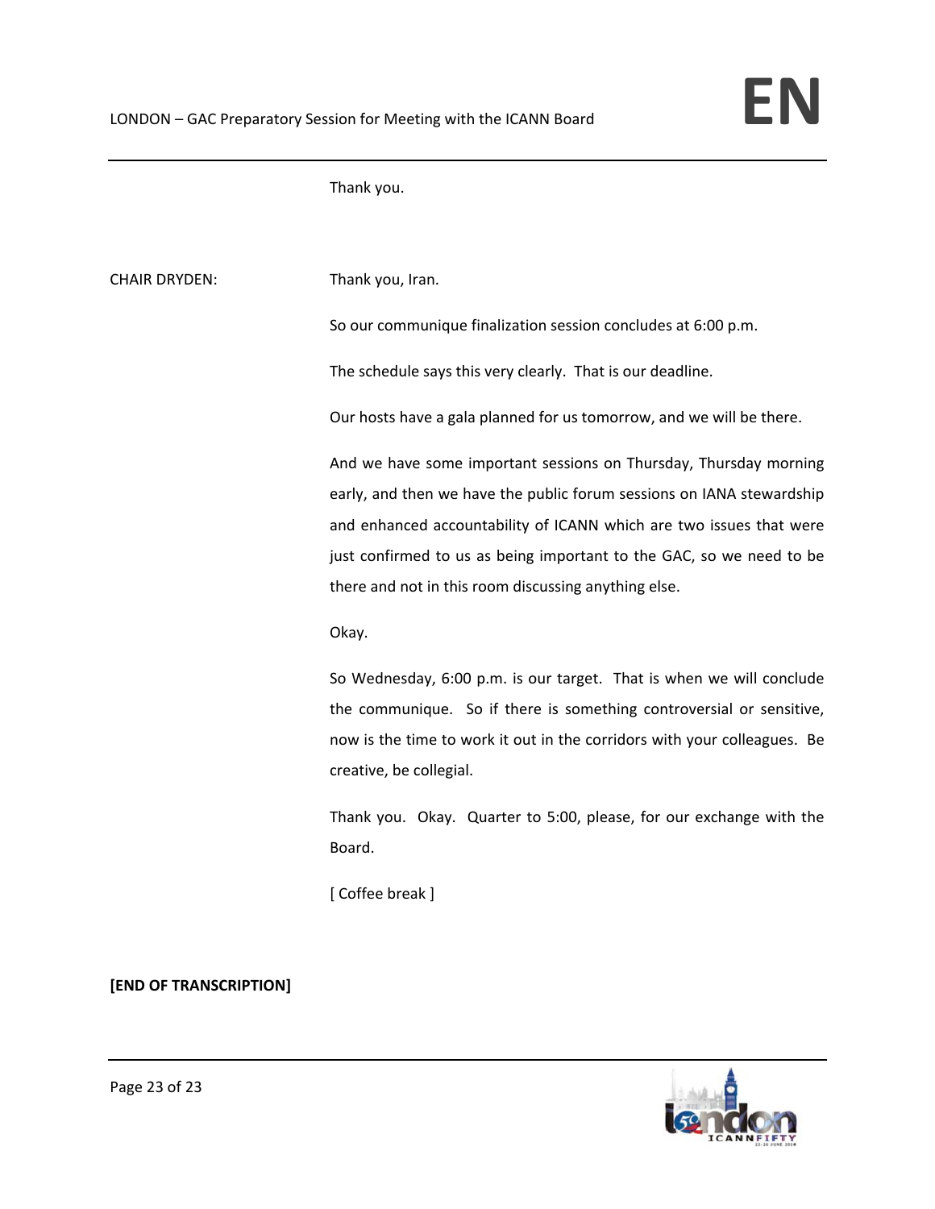Thank you.

CHAIR DRYDEN: Thank you, Iran.

So our communique finalization session concludes at 6:00 p.m.

The schedule says this very clearly. That is our deadline.

Our hosts have a gala planned for us tomorrow, and we will be there.

And we have some important sessions on Thursday, Thursday morning early, and then we have the public forum sessions on IANA stewardship and enhanced accountability of ICANN which are two issues that were just confirmed to us as being important to the GAC, so we need to be there and not in this room discussing anything else.

Okay.

So Wednesday, 6:00 p.m. is our target. That is when we will conclude the communique. So if there is something controversial or sensitive, now is the time to work it out in the corridors with your colleagues. Be creative, be collegial.

Thank you. Okay. Quarter to 5:00, please, for our exchange with the Board.

[ Coffee break ]

**[END OF TRANSCRIPTION]**